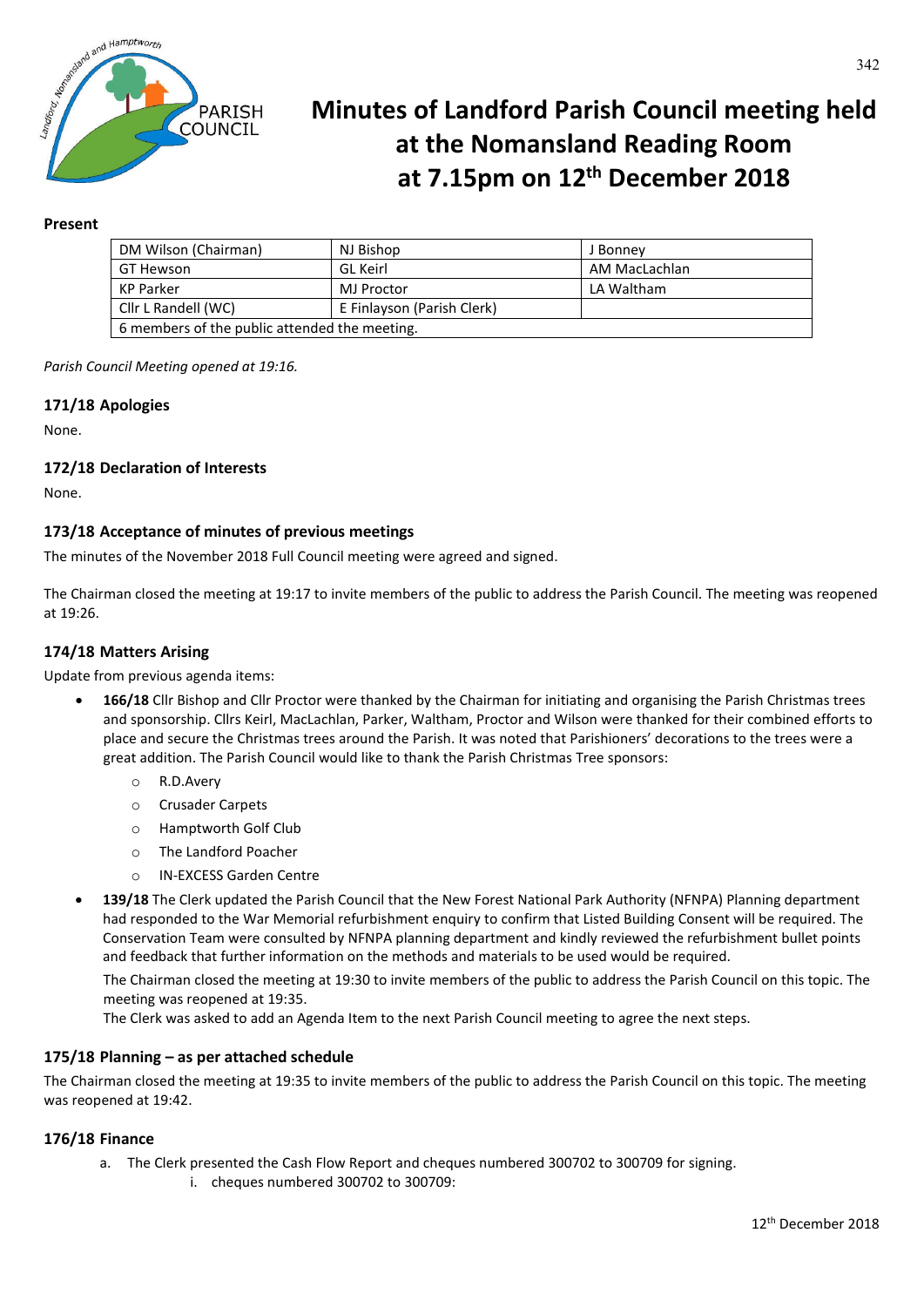# Minutes of Landford Parish Council meeting held at the Nomansland Reading Room at 7.15pm on 12th December 2018

**Present**

| DM Wilson (Chairman) | NJ Bishop | J Bonney |
|---|---|---|
| GT Hewson | GL Keirl | AM MacLachlan |
| KP Parker | MJ Proctor | LA Waltham |
| Cllr L Randell (WC) | E Finlayson (Parish Clerk) | |
| 6 members of the public attended the meeting. | | |

*Parish Council Meeting opened at 19:16.*

### 171/18 Apologies

None.

### 172/18 Declaration of Interests

None.

### 173/18 Acceptance of minutes of previous meetings

The minutes of the November 2018 Full Council meeting were agreed and signed.

The Chairman closed the meeting at 19:17 to invite members of the public to address the Parish Council. The meeting was reopened at 19:26.

### 174/18 Matters Arising

Update from previous agenda items:

- **166/18** Cllr Bishop and Cllr Proctor were thanked by the Chairman for initiating and organising the Parish Christmas trees and sponsorship. Cllrs Keirl, MacLachlan, Parker, Waltham, Proctor and Wilson were thanked for their combined efforts to place and secure the Christmas trees around the Parish. It was noted that Parishioners' decorations to the trees were a great addition. The Parish Council would like to thank the Parish Christmas Tree sponsors:
    - R.D.Avery
    - Crusader Carpets
    - Hamptworth Golf Club
    - The Landford Poacher
    - IN-EXCESS Garden Centre
- **139/18** The Clerk updated the Parish Council that the New Forest National Park Authority (NFNPA) Planning department had responded to the War Memorial refurbishment enquiry to confirm that Listed Building Consent will be required. The Conservation Team were consulted by NFNPA planning department and kindly reviewed the refurbishment bullet points and feedback that further information on the methods and materials to be used would be required.

  The Chairman closed the meeting at 19:30 to invite members of the public to address the Parish Council on this topic. The meeting was reopened at 19:35.
  The Clerk was asked to add an Agenda Item to the next Parish Council meeting to agree the next steps.

### 175/18 Planning – as per attached schedule

The Chairman closed the meeting at 19:35 to invite members of the public to address the Parish Council on this topic. The meeting was reopened at 19:42.

### 176/18 Finance

a. The Clerk presented the Cash Flow Report and cheques numbered 300702 to 300709 for signing.
   i. cheques numbered 300702 to 300709: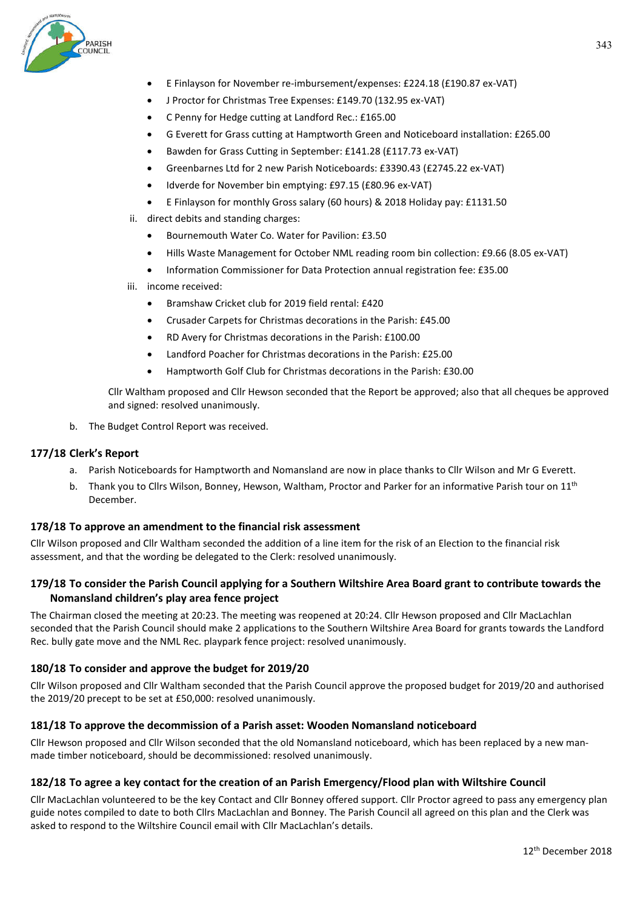- E Finlayson for November re-imbursement/expenses: £224.18 (£190.87 ex-VAT)
- J Proctor for Christmas Tree Expenses: £149.70 (132.95 ex-VAT)
- C Penny for Hedge cutting at Landford Rec.: £165.00
- G Everett for Grass cutting at Hamptworth Green and Noticeboard installation: £265.00
- Bawden for Grass Cutting in September: £141.28 (£117.73 ex-VAT)
- Greenbarnes Ltd for 2 new Parish Noticeboards: £3390.43 (£2745.22 ex-VAT)
- Idverde for November bin emptying: £97.15 (£80.96 ex-VAT)
- E Finlayson for monthly Gross salary (60 hours) & 2018 Holiday pay: £1131.50

ii. direct debits and standing charges:

- Bournemouth Water Co. Water for Pavilion: £3.50
- Hills Waste Management for October NML reading room bin collection: £9.66 (8.05 ex-VAT)
- Information Commissioner for Data Protection annual registration fee: £35.00

iii. income received:

- Bramshaw Cricket club for 2019 field rental: £420
- Crusader Carpets for Christmas decorations in the Parish: £45.00
- RD Avery for Christmas decorations in the Parish: £100.00
- Landford Poacher for Christmas decorations in the Parish: £25.00
- Hamptworth Golf Club for Christmas decorations in the Parish: £30.00

Cllr Waltham proposed and Cllr Hewson seconded that the Report be approved; also that all cheques be approved and signed: resolved unanimously.

b. The Budget Control Report was received.

### 177/18 Clerk's Report

a. Parish Noticeboards for Hamptworth and Nomansland are now in place thanks to Cllr Wilson and Mr G Everett.

b. Thank you to Cllrs Wilson, Bonney, Hewson, Waltham, Proctor and Parker for an informative Parish tour on 11th December.

### 178/18 To approve an amendment to the financial risk assessment

Cllr Wilson proposed and Cllr Waltham seconded the addition of a line item for the risk of an Election to the financial risk assessment, and that the wording be delegated to the Clerk: resolved unanimously.

### 179/18 To consider the Parish Council applying for a Southern Wiltshire Area Board grant to contribute towards the Nomansland children's play area fence project

The Chairman closed the meeting at 20:23. The meeting was reopened at 20:24. Cllr Hewson proposed and Cllr MacLachlan seconded that the Parish Council should make 2 applications to the Southern Wiltshire Area Board for grants towards the Landford Rec. bully gate move and the NML Rec. playpark fence project: resolved unanimously.

### 180/18 To consider and approve the budget for 2019/20

Cllr Wilson proposed and Cllr Waltham seconded that the Parish Council approve the proposed budget for 2019/20 and authorised the 2019/20 precept to be set at £50,000: resolved unanimously.

### 181/18 To approve the decommission of a Parish asset: Wooden Nomansland noticeboard

Cllr Hewson proposed and Cllr Wilson seconded that the old Nomansland noticeboard, which has been replaced by a new man-made timber noticeboard, should be decommissioned: resolved unanimously.

### 182/18 To agree a key contact for the creation of an Parish Emergency/Flood plan with Wiltshire Council

Cllr MacLachlan volunteered to be the key Contact and Cllr Bonney offered support. Cllr Proctor agreed to pass any emergency plan guide notes compiled to date to both Cllrs MacLachlan and Bonney. The Parish Council all agreed on this plan and the Clerk was asked to respond to the Wiltshire Council email with Cllr MacLachlan's details.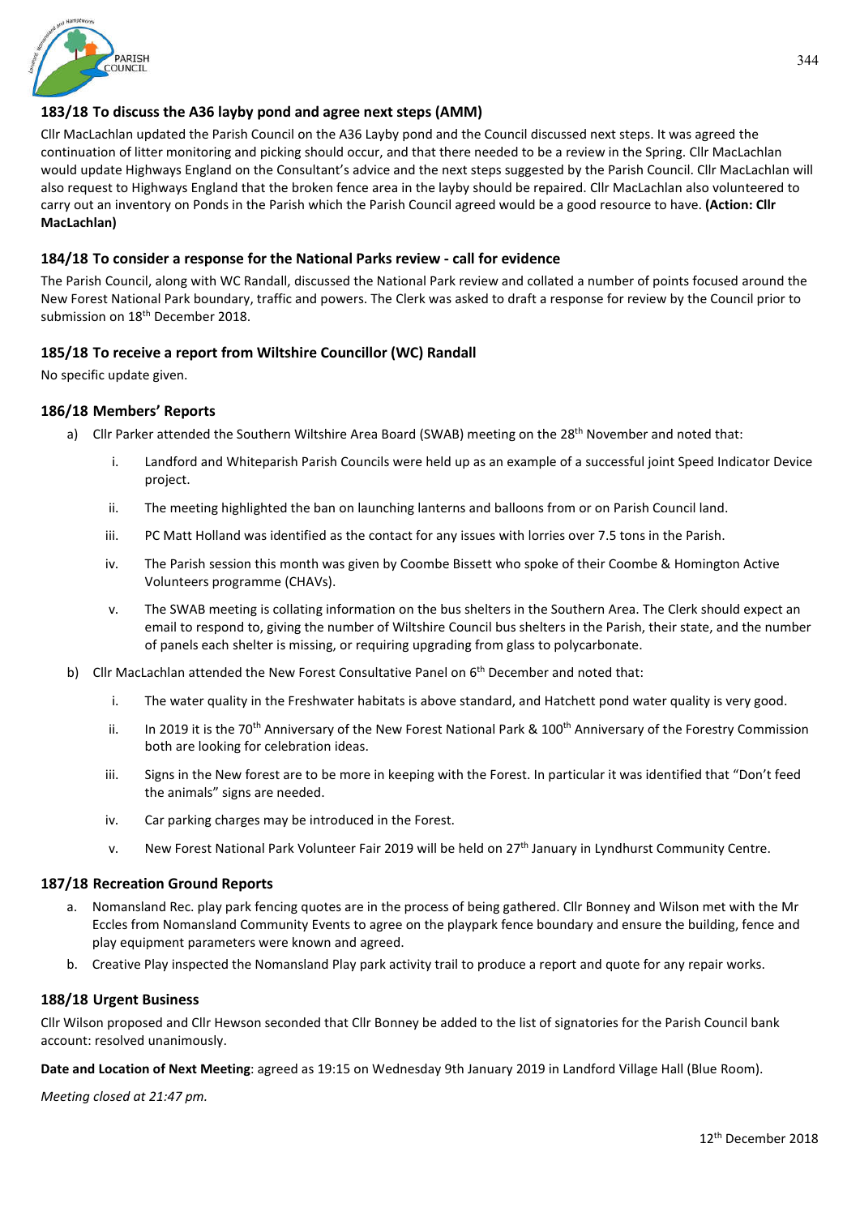### 183/18 To discuss the A36 layby pond and agree next steps (AMM)

Cllr MacLachlan updated the Parish Council on the A36 Layby pond and the Council discussed next steps. It was agreed the continuation of litter monitoring and picking should occur, and that there needed to be a review in the Spring. Cllr MacLachlan would update Highways England on the Consultant's advice and the next steps suggested by the Parish Council. Cllr MacLachlan will also request to Highways England that the broken fence area in the layby should be repaired. Cllr MacLachlan also volunteered to carry out an inventory on Ponds in the Parish which the Parish Council agreed would be a good resource to have. **(Action: Cllr MacLachlan)**

### 184/18 To consider a response for the National Parks review - call for evidence

The Parish Council, along with WC Randall, discussed the National Park review and collated a number of points focused around the New Forest National Park boundary, traffic and powers. The Clerk was asked to draft a response for review by the Council prior to submission on 18th December 2018.

### 185/18 To receive a report from Wiltshire Councillor (WC) Randall

No specific update given.

### 186/18 Members' Reports

a) Cllr Parker attended the Southern Wiltshire Area Board (SWAB) meeting on the 28th November and noted that:

   i. Landford and Whiteparish Parish Councils were held up as an example of a successful joint Speed Indicator Device project.

   ii. The meeting highlighted the ban on launching lanterns and balloons from or on Parish Council land.

   iii. PC Matt Holland was identified as the contact for any issues with lorries over 7.5 tons in the Parish.

   iv. The Parish session this month was given by Coombe Bissett who spoke of their Coombe & Homington Active Volunteers programme (CHAVs).

   v. The SWAB meeting is collating information on the bus shelters in the Southern Area. The Clerk should expect an email to respond to, giving the number of Wiltshire Council bus shelters in the Parish, their state, and the number of panels each shelter is missing, or requiring upgrading from glass to polycarbonate.

b) Cllr MacLachlan attended the New Forest Consultative Panel on 6th December and noted that:

   i. The water quality in the Freshwater habitats is above standard, and Hatchett pond water quality is very good.

   ii. In 2019 it is the 70th Anniversary of the New Forest National Park & 100th Anniversary of the Forestry Commission both are looking for celebration ideas.

   iii. Signs in the New forest are to be more in keeping with the Forest. In particular it was identified that "Don't feed the animals" signs are needed.

   iv. Car parking charges may be introduced in the Forest.

   v. New Forest National Park Volunteer Fair 2019 will be held on 27th January in Lyndhurst Community Centre.

### 187/18 Recreation Ground Reports

a. Nomansland Rec. play park fencing quotes are in the process of being gathered. Cllr Bonney and Wilson met with the Mr Eccles from Nomansland Community Events to agree on the playpark fence boundary and ensure the building, fence and play equipment parameters were known and agreed.

b. Creative Play inspected the Nomansland Play park activity trail to produce a report and quote for any repair works.

### 188/18 Urgent Business

Cllr Wilson proposed and Cllr Hewson seconded that Cllr Bonney be added to the list of signatories for the Parish Council bank account: resolved unanimously.

**Date and Location of Next Meeting**: agreed as 19:15 on Wednesday 9th January 2019 in Landford Village Hall (Blue Room).

*Meeting closed at 21:47 pm.*